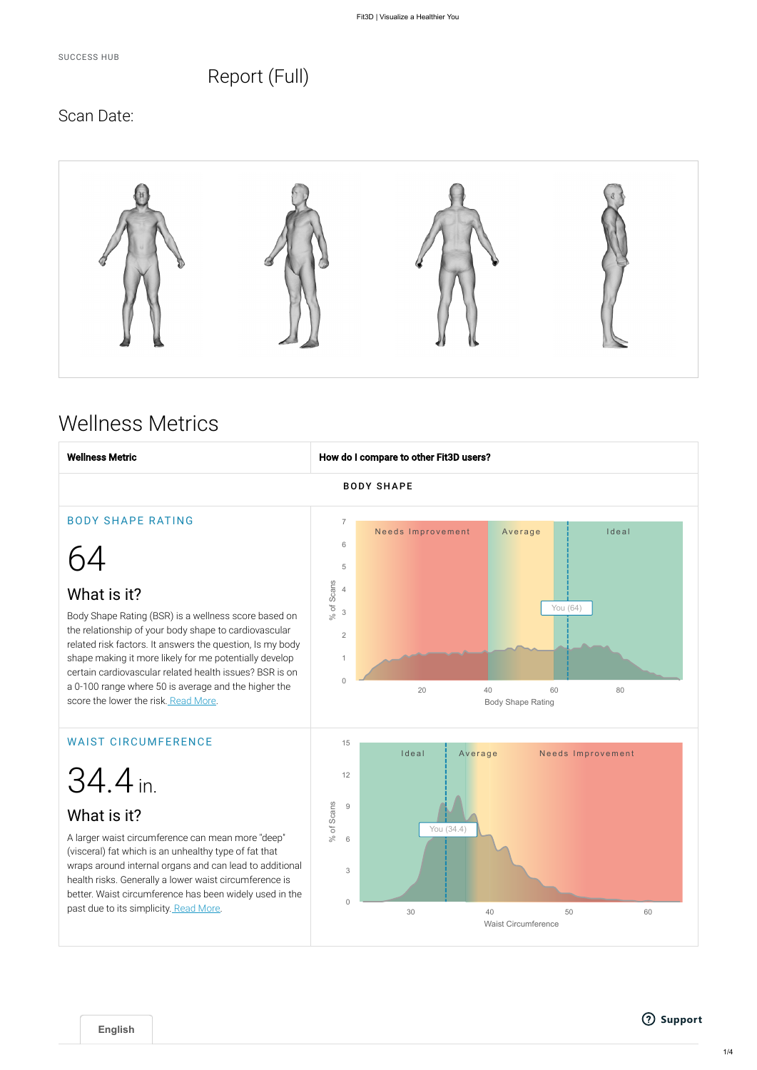SUCCESS HUB

# Report (Full)

Scan Date:

## Wellness Metrics

| Wellness Metric | How do I compare to other Fit3D users? |
|---|---|
| BODY SHAPE | |

### BODY SHAPE RATING

64

#### What is it?

Body Shape Rating (BSR) is a wellness score based on the relationship of your body shape to cardiovascular related risk factors. It answers the question, Is my body shape making it more likely for me potentially develop certain cardiovascular related health issues? BSR is on a 0-100 range where 50 is average and the higher the score the lower the risk. [Read More](#).

Needs Improvement | Average | Ideal

You (64)

% of Scans: 0, 1, 2, 3, 4, 5, 6, 7

Body Shape Rating: 20, 40, 60, 80

### WAIST CIRCUMFERENCE

34.4 in.

#### What is it?

A larger waist circumference can mean more "deep" (visceral) fat which is an unhealthy type of fat that wraps around internal organs and can lead to additional health risks. Generally a lower waist circumference is better. Waist circumference has been widely used in the past due to its simplicity. [Read More](#).

Ideal | Average | Needs Improvement

You (34.4)

% of Scans: 0, 3, 6, 9, 12, 15

Waist Circumference: 30, 40, 50, 60

English

Support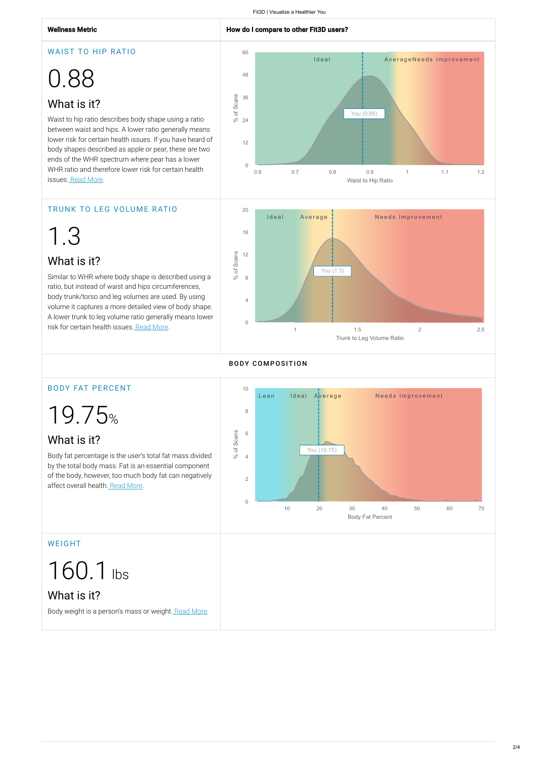| Wellness Metric | How do I compare to other Fit3D users? |
| --- | --- |

## WAIST TO HIP RATIO

# 0.88

### What is it?

Waist to hip ratio describes body shape using a ratio between waist and hips. A lower ratio generally means lower risk for certain health issues. If you have heard of body shapes described as apple or pear, these are two ends of the WHR spectrum where pear has a lower WHR ratio and therefore lower risk for certain health issues. Read More.

Ideal | Average | Needs Improvement

You (0.88)

% of Scans — Waist to Hip Ratio

## TRUNK TO LEG VOLUME RATIO

# 1.3

### What is it?

Similar to WHR where body shape is described using a ratio, but instead of waist and hips circumferences, body trunk/torso and leg volumes are used. By using volume it captures a more detailed view of body shape. A lower trunk to leg volume ratio generally means lower risk for certain health issues. Read More.

Ideal | Average | Needs Improvement

You (1.3)

% of Scans — Trunk to Leg Volume Ratio

## BODY COMPOSITION

## BODY FAT PERCENT

# 19.75%

### What is it?

Body fat percentage is the user's total fat mass divided by the total body mass. Fat is an essential component of the body, however, too much body fat can negatively affect overall health. Read More.

Lean | Ideal | Average | Needs Improvement

You (19.75)

% of Scans — Body Fat Percent

## WEIGHT

# 160.1 lbs

### What is it?

Body weight is a person's mass or weight. Read More.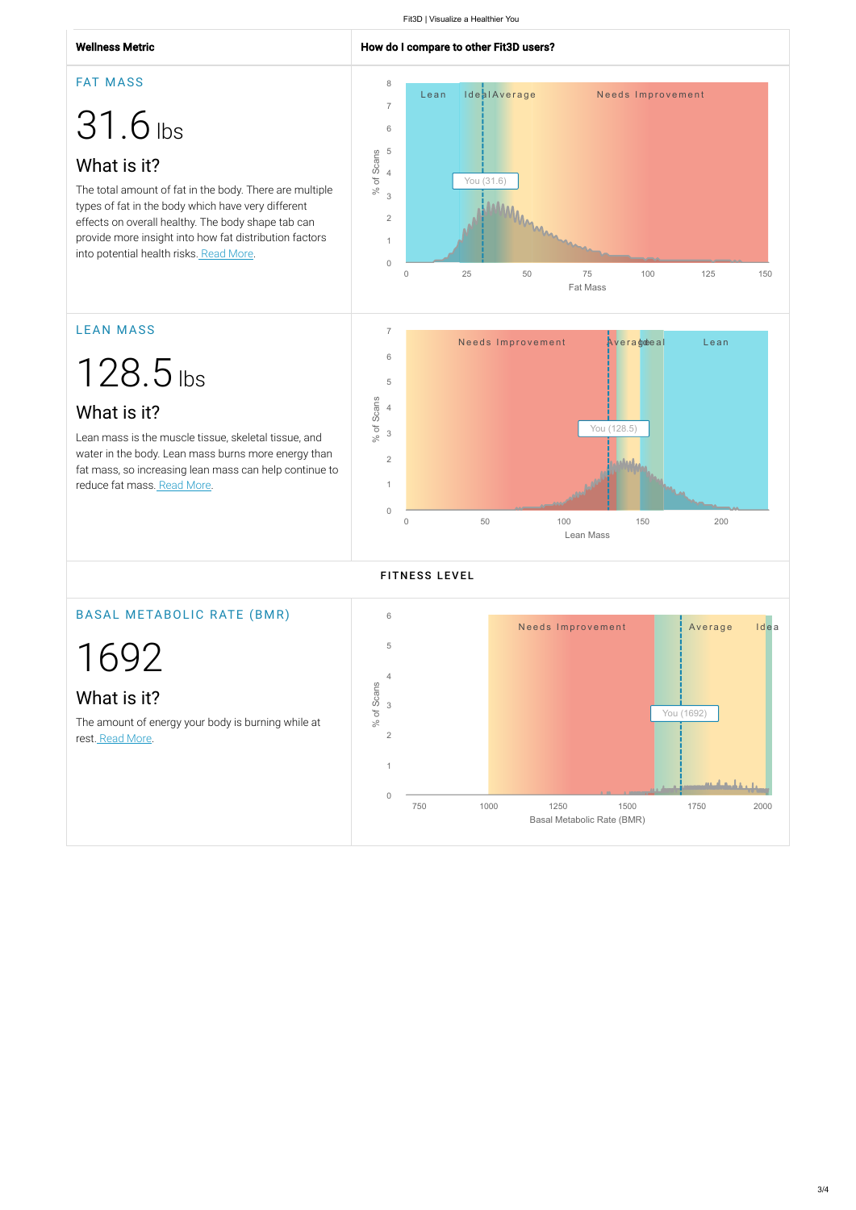| Wellness Metric | How do I compare to other Fit3D users? |
|---|---|

## FAT MASS

# 31.6 lbs

### What is it?

The total amount of fat in the body. There are multiple types of fat in the body which have very different effects on overall healthy. The body shape tab can provide more insight into how fat distribution factors into potential health risks. Read More.

Lean | Ideal | Average | Needs Improvement

You (31.6)

% of Scans — Fat Mass

## LEAN MASS

# 128.5 lbs

### What is it?

Lean mass is the muscle tissue, skeletal tissue, and water in the body. Lean mass burns more energy than fat mass, so increasing lean mass can help continue to reduce fat mass. Read More.

Needs Improvement | Average | Ideal | Lean

You (128.5)

% of Scans — Lean Mass

## FITNESS LEVEL

## BASAL METABOLIC RATE (BMR)

# 1692

### What is it?

The amount of energy your body is burning while at rest. Read More.

Needs Improvement | Average | Ideal

You (1692)

% of Scans — Basal Metabolic Rate (BMR)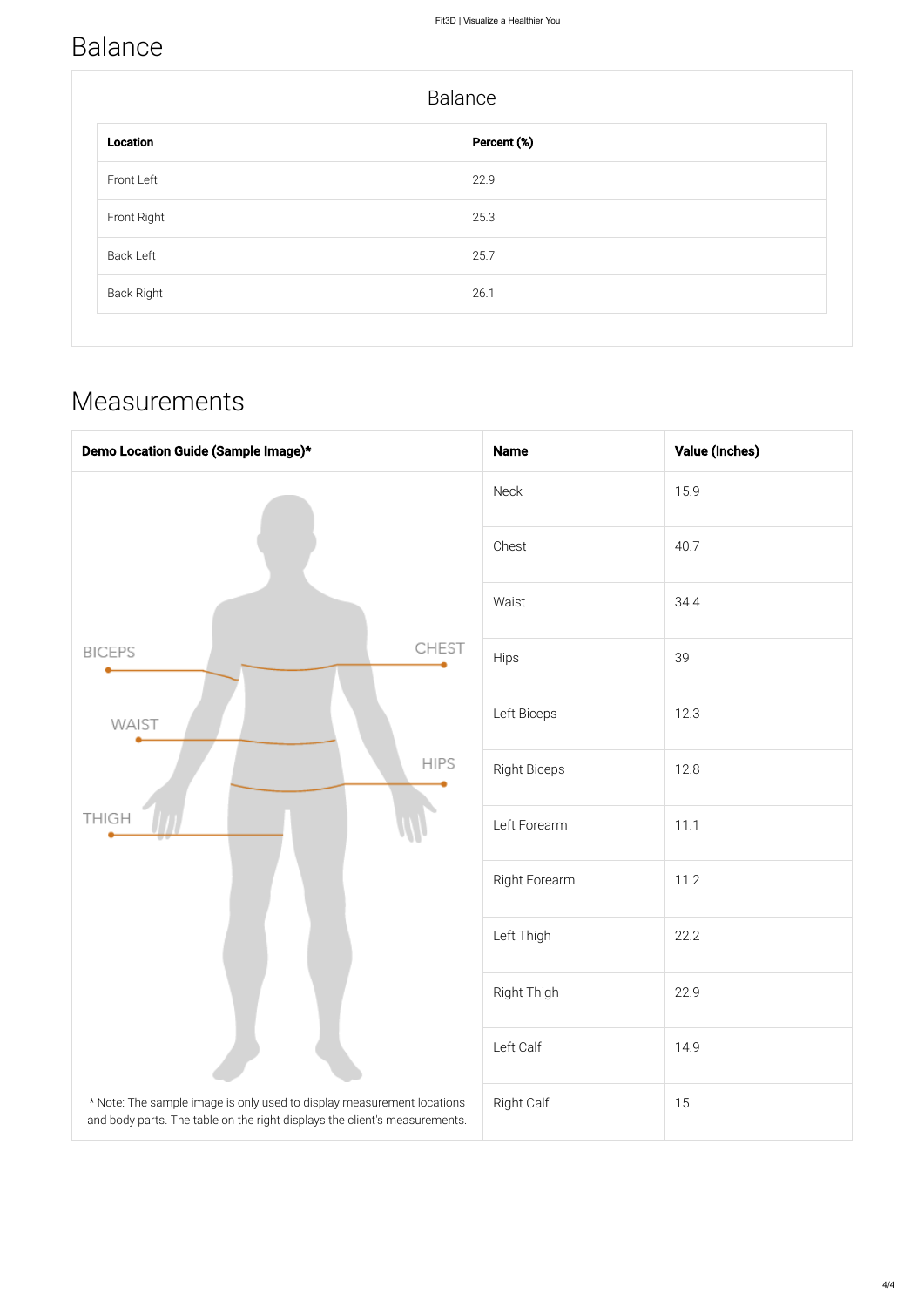# Balance

## Balance

| Location | Percent (%) |
| --- | --- |
| Front Left | 22.9 |
| Front Right | 25.3 |
| Back Left | 25.7 |
| Back Right | 26.1 |

# Measurements

**Demo Location Guide (Sample Image)***

BICEPS

CHEST

WAIST

HIPS

THIGH

* Note: The sample image is only used to display measurement locations and body parts. The table on the right displays the client's measurements.

| Name | Value (Inches) |
| --- | --- |
| Neck | 15.9 |
| Chest | 40.7 |
| Waist | 34.4 |
| Hips | 39 |
| Left Biceps | 12.3 |
| Right Biceps | 12.8 |
| Left Forearm | 11.1 |
| Right Forearm | 11.2 |
| Left Thigh | 22.2 |
| Right Thigh | 22.9 |
| Left Calf | 14.9 |
| Right Calf | 15 |